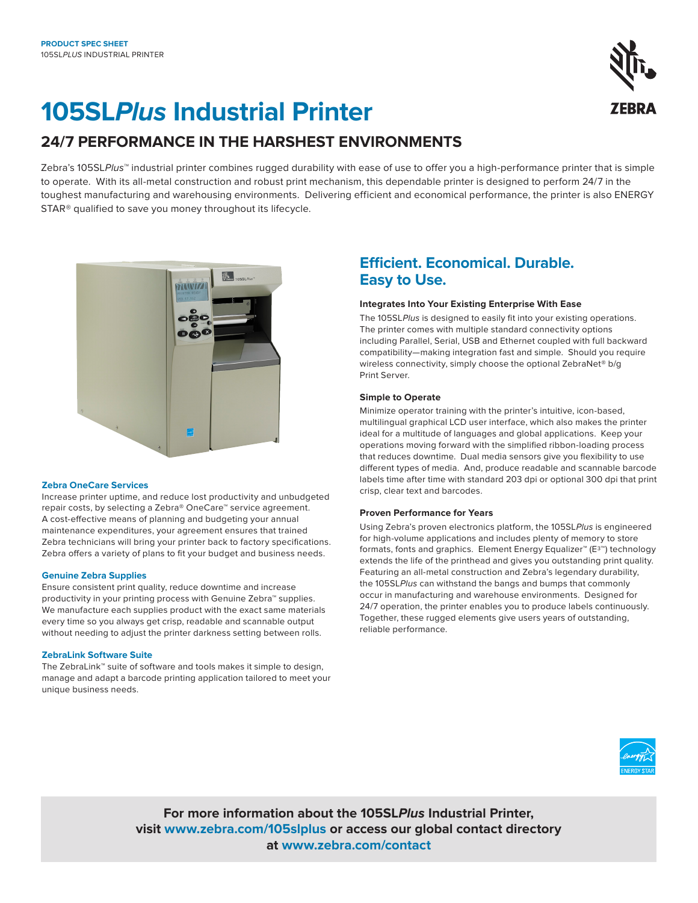**PRODUCT SPEC SHEET**
105SL*PLUS* INDUSTRIAL PRINTER

# 105SL*Plus* Industrial Printer

## 24/7 PERFORMANCE IN THE HARSHEST ENVIRONMENTS

Zebra's 105SL*Plus*™ industrial printer combines rugged durability with ease of use to offer you a high-performance printer that is simple to operate. With its all-metal construction and robust print mechanism, this dependable printer is designed to perform 24/7 in the toughest manufacturing and warehousing environments. Delivering efficient and economical performance, the printer is also ENERGY STAR® qualified to save you money throughout its lifecycle.

### Zebra OneCare Services

Increase printer uptime, and reduce lost productivity and unbudgeted repair costs, by selecting a Zebra® OneCare™ service agreement. A cost-effective means of planning and budgeting your annual maintenance expenditures, your agreement ensures that trained Zebra technicians will bring your printer back to factory specifications. Zebra offers a variety of plans to fit your budget and business needs.

### Genuine Zebra Supplies

Ensure consistent print quality, reduce downtime and increase productivity in your printing process with Genuine Zebra™ supplies. We manufacture each supplies product with the exact same materials every time so you always get crisp, readable and scannable output without needing to adjust the printer darkness setting between rolls.

### ZebraLink Software Suite

The ZebraLink™ suite of software and tools makes it simple to design, manage and adapt a barcode printing application tailored to meet your unique business needs.

## Efficient. Economical. Durable. Easy to Use.

### Integrates Into Your Existing Enterprise With Ease

The 105SL*Plus* is designed to easily fit into your existing operations. The printer comes with multiple standard connectivity options including Parallel, Serial, USB and Ethernet coupled with full backward compatibility—making integration fast and simple. Should you require wireless connectivity, simply choose the optional ZebraNet® b/g Print Server.

### Simple to Operate

Minimize operator training with the printer's intuitive, icon-based, multilingual graphical LCD user interface, which also makes the printer ideal for a multitude of languages and global applications. Keep your operations moving forward with the simplified ribbon-loading process that reduces downtime. Dual media sensors give you flexibility to use different types of media. And, produce readable and scannable barcode labels time after time with standard 203 dpi or optional 300 dpi that print crisp, clear text and barcodes.

### Proven Performance for Years

Using Zebra's proven electronics platform, the 105SL*Plus* is engineered for high-volume applications and includes plenty of memory to store formats, fonts and graphics. Element Energy Equalizer™ (E3™) technology extends the life of the printhead and gives you outstanding print quality. Featuring an all-metal construction and Zebra's legendary durability, the 105SL*Plus* can withstand the bangs and bumps that commonly occur in manufacturing and warehouse environments. Designed for 24/7 operation, the printer enables you to produce labels continuously. Together, these rugged elements give users years of outstanding, reliable performance.

**For more information about the 105SL*Plus* Industrial Printer, visit www.zebra.com/105slplus or access our global contact directory at www.zebra.com/contact**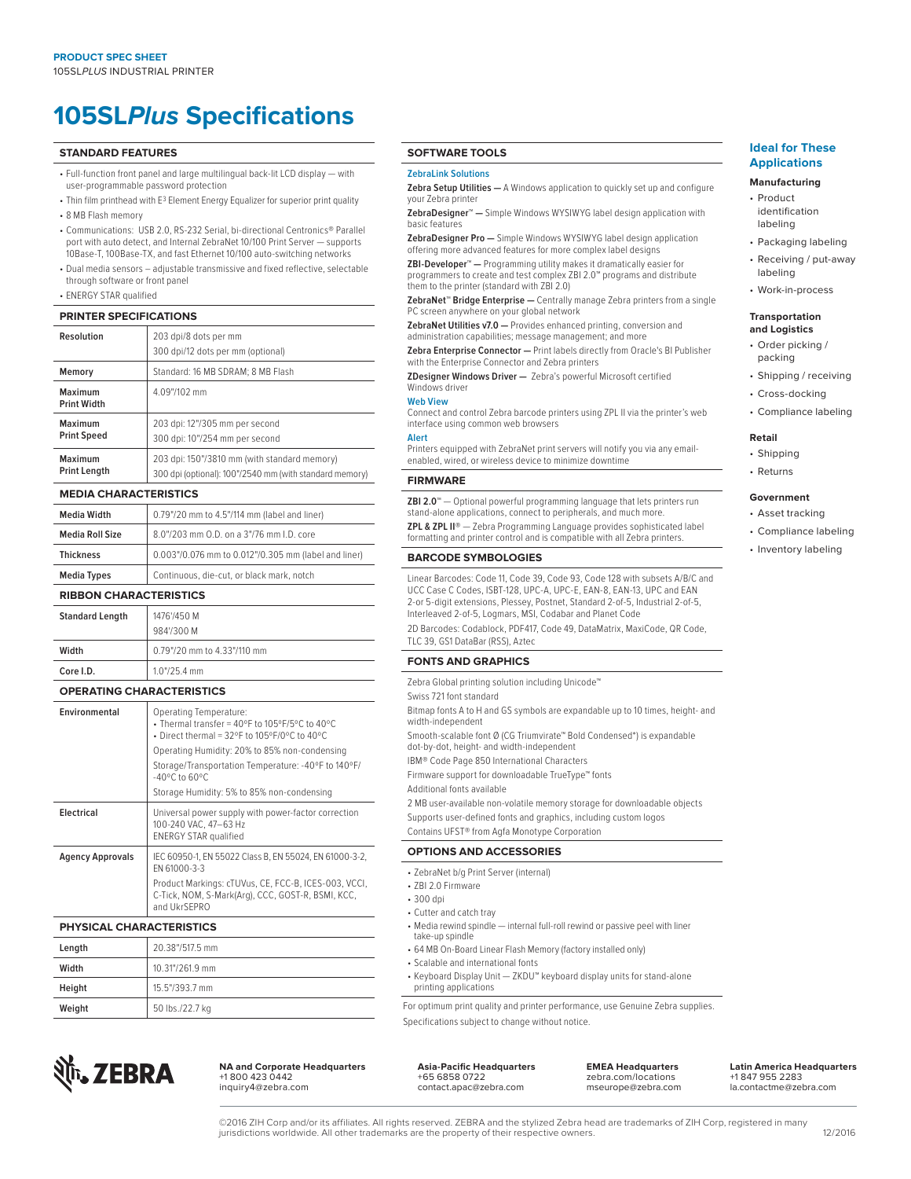**PRODUCT SPEC SHEET**
105SL*PLUS* INDUSTRIAL PRINTER

# 105SL*Plus* Specifications

## STANDARD FEATURES

- Full-function front panel and large multilingual back-lit LCD display — with user-programmable password protection
- Thin film printhead with E[3] Element Energy Equalizer for superior print quality
- 8 MB Flash memory
- Communications: USB 2.0, RS-232 Serial, bi-directional Centronics® Parallel port with auto detect, and Internal ZebraNet 10/100 Print Server — supports 10Base-T, 100Base-TX, and fast Ethernet 10/100 auto-switching networks
- Dual media sensors – adjustable transmissive and fixed reflective, selectable through software or front panel
- ENERGY STAR qualified

## PRINTER SPECIFICATIONS

| | |
|---|---|
| **Resolution** | 203 dpi/8 dots per mm<br>300 dpi/12 dots per mm (optional) |
| **Memory** | Standard: 16 MB SDRAM; 8 MB Flash |
| **Maximum Print Width** | 4.09"/102 mm |
| **Maximum Print Speed** | 203 dpi: 12"/305 mm per second<br>300 dpi: 10"/254 mm per second |
| **Maximum Print Length** | 203 dpi: 150"/3810 mm (with standard memory)<br>300 dpi (optional): 100"/2540 mm (with standard memory) |

## MEDIA CHARACTERISTICS

| | |
|---|---|
| **Media Width** | 0.79"/20 mm to 4.5"/114 mm (label and liner) |
| **Media Roll Size** | 8.0"/203 mm O.D. on a 3"/76 mm I.D. core |
| **Thickness** | 0.003"/0.076 mm to 0.012"/0.305 mm (label and liner) |
| **Media Types** | Continuous, die-cut, or black mark, notch |

## RIBBON CHARACTERISTICS

| | |
|---|---|
| **Standard Length** | 1476'/450 M<br>984'/300 M |
| **Width** | 0.79"/20 mm to 4.33"/110 mm |
| **Core I.D.** | 1.0"/25.4 mm |

## OPERATING CHARACTERISTICS

| | |
|---|---|
| **Environmental** | Operating Temperature:<br>• Thermal transfer = 40ºF to 105ºF/5ºC to 40ºC<br>• Direct thermal = 32ºF to 105ºF/0ºC to 40ºC<br>Operating Humidity: 20% to 85% non-condensing<br>Storage/Transportation Temperature: -40ºF to 140ºF/ -40ºC to 60ºC<br>Storage Humidity: 5% to 85% non-condensing |
| **Electrical** | Universal power supply with power-factor correction<br>100-240 VAC, 47–63 Hz<br>ENERGY STAR qualified |
| **Agency Approvals** | IEC 60950-1, EN 55022 Class B, EN 55024, EN 61000-3-2, EN 61000-3-3<br>Product Markings: cTUVus, CE, FCC-B, ICES-003, VCCI, C-Tick, NOM, S-Mark(Arg), CCC, GOST-R, BSMI, KCC, and UkrSEPRO |

## PHYSICAL CHARACTERISTICS

| | |
|---|---|
| **Length** | 20.38"/517.5 mm |
| **Width** | 10.31"/261.9 mm |
| **Height** | 15.5"/393.7 mm |
| **Weight** | 50 lbs./22.7 kg |

## SOFTWARE TOOLS

### ZebraLink Solutions

**Zebra Setup Utilities —** A Windows application to quickly set up and configure your Zebra printer

**ZebraDesigner™ —** Simple Windows WYSIWYG label design application with basic features

**ZebraDesigner Pro —** Simple Windows WYSIWYG label design application offering more advanced features for more complex label designs

**ZBI-Developer™ —** Programming utility makes it dramatically easier for programmers to create and test complex ZBI 2.0™ programs and distribute them to the printer (standard with ZBI 2.0)

**ZebraNet™ Bridge Enterprise —** Centrally manage Zebra printers from a single PC screen anywhere on your global network

**ZebraNet Utilities v7.0 —** Provides enhanced printing, conversion and administration capabilities; message management; and more

**Zebra Enterprise Connector —** Print labels directly from Oracle's BI Publisher with the Enterprise Connector and Zebra printers

**ZDesigner Windows Driver —** Zebra's powerful Microsoft certified Windows driver

### Web View

Connect and control Zebra barcode printers using ZPL II via the printer's web interface using common web browsers

### Alert

Printers equipped with ZebraNet print servers will notify you via any email-enabled, wired, or wireless device to minimize downtime

## FIRMWARE

**ZBI 2.0™** — Optional powerful programming language that lets printers run stand-alone applications, connect to peripherals, and much more.

**ZPL & ZPL II®** — Zebra Programming Language provides sophisticated label formatting and printer control and is compatible with all Zebra printers.

## BARCODE SYMBOLOGIES

Linear Barcodes: Code 11, Code 39, Code 93, Code 128 with subsets A/B/C and UCC Case C Codes, ISBT-128, UPC-A, UPC-E, EAN-8, EAN-13, UPC and EAN 2-or 5-digit extensions, Plessey, Postnet, Standard 2-of-5, Industrial 2-of-5, Interleaved 2-of-5, Logmars, MSI, Codabar and Planet Code

2D Barcodes: Codablock, PDF417, Code 49, DataMatrix, MaxiCode, QR Code, TLC 39, GS1 DataBar (RSS), Aztec

## FONTS AND GRAPHICS

Zebra Global printing solution including Unicode™

Swiss 721 font standard

Bitmap fonts A to H and GS symbols are expandable up to 10 times, height- and width-independent

Smooth-scalable font Ø (CG Triumvirate™ Bold Condensed*) is expandable dot-by-dot, height- and width-independent

IBM® Code Page 850 International Characters

Firmware support for downloadable TrueType™ fonts

Additional fonts available

2 MB user-available non-volatile memory storage for downloadable objects

Supports user-defined fonts and graphics, including custom logos

Contains UFST® from Agfa Monotype Corporation

## OPTIONS AND ACCESSORIES

- ZebraNet b/g Print Server (internal)
- ZBI 2.0 Firmware
- 300 dpi
- Cutter and catch tray
- Media rewind spindle — internal full-roll rewind or passive peel with liner take-up spindle
- 64 MB On-Board Linear Flash Memory (factory installed only)
- Scalable and international fonts
- Keyboard Display Unit — ZKDU™ keyboard display units for stand-alone printing applications

For optimum print quality and printer performance, use Genuine Zebra supplies.

Specifications subject to change without notice.

## Ideal for These Applications

### Manufacturing

- Product identification labeling
- Packaging labeling
- Receiving / put-away labeling
- Work-in-process

### Transportation and Logistics

- Order picking / packing
- Shipping / receiving
- Cross-docking
- Compliance labeling

### Retail

- Shipping
- Returns

### Government

- Asset tracking
- Compliance labeling
- Inventory labeling

ZEBRA

**NA and Corporate Headquarters**
+1 800 423 0442
inquiry4@zebra.com

**Asia-Pacific Headquarters**
+65 6858 0722
contact.apac@zebra.com

**EMEA Headquarters**
zebra.com/locations
mseurope@zebra.com

**Latin America Headquarters**
+1 847 955 2283
la.contactme@zebra.com

©2016 ZIH Corp and/or its affiliates. All rights reserved. ZEBRA and the stylized Zebra head are trademarks of ZIH Corp, registered in many jurisdictions worldwide. All other trademarks are the property of their respective owners. 12/2016